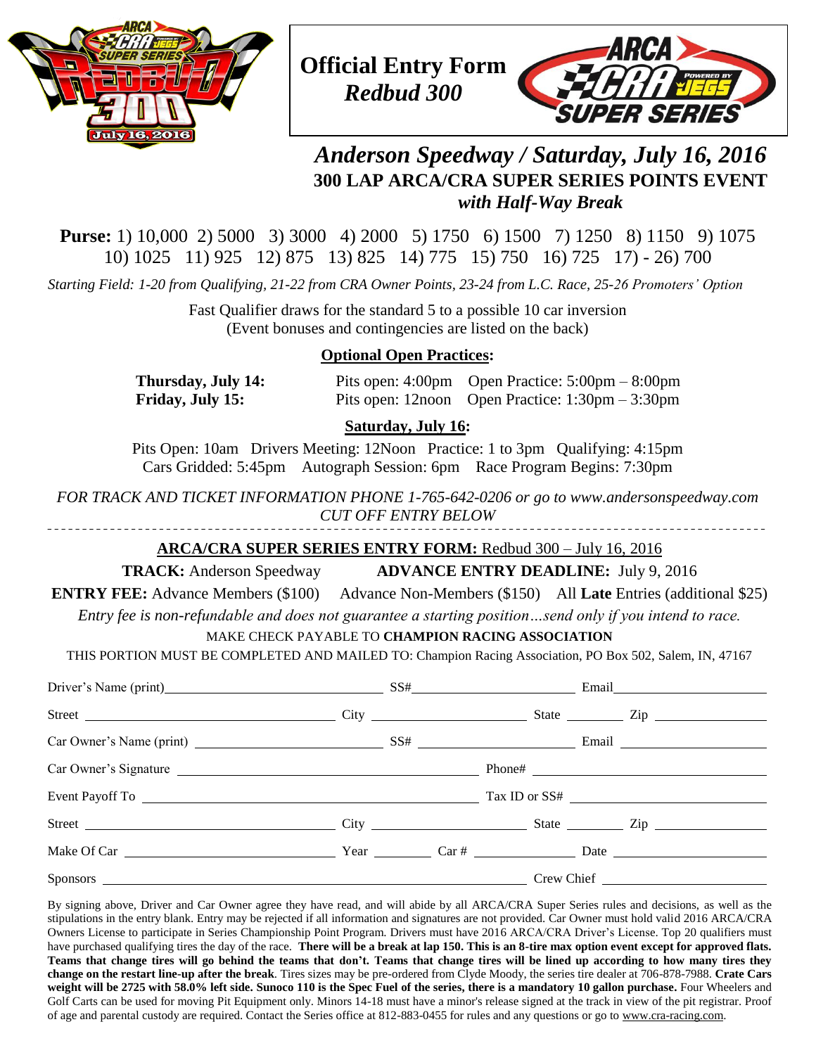# Official Entry Form
## *Redbud 300*

## *Anderson Speedway / Saturday, July 16, 2016*
### 300 LAP ARCA/CRA SUPER SERIES POINTS EVENT
### *with Half-Way Break*

**Purse:** 1) 10,000 2) 5000 3) 3000 4) 2000 5) 1750 6) 1500 7) 1250 8) 1150 9) 1075 10) 1025 11) 925 12) 875 13) 825 14) 775 15) 750 16) 725 17) - 26) 700

*Starting Field: 1-20 from Qualifying, 21-22 from CRA Owner Points, 23-24 from L.C. Race, 25-26 Promoters' Option*

Fast Qualifier draws for the standard 5 to a possible 10 car inversion
(Event bonuses and contingencies are listed on the back)

**Optional Open Practices:**

**Thursday, July 14:** Pits open: 4:00pm Open Practice: 5:00pm – 8:00pm
**Friday, July 15:** Pits open: 12noon Open Practice: 1:30pm – 3:30pm

**Saturday, July 16:**

Pits Open: 10am Drivers Meeting: 12Noon Practice: 1 to 3pm Qualifying: 4:15pm
Cars Gridded: 5:45pm Autograph Session: 6pm Race Program Begins: 7:30pm

*FOR TRACK AND TICKET INFORMATION PHONE 1-765-642-0206 or go to www.andersonspeedway.com*
*CUT OFF ENTRY BELOW*

---

**ARCA/CRA SUPER SERIES ENTRY FORM:** Redbud 300 – July 16, 2016

**TRACK:** Anderson Speedway **ADVANCE ENTRY DEADLINE:** July 9, 2016

**ENTRY FEE:** Advance Members ($100) Advance Non-Members ($150) All **Late** Entries (additional $25)

*Entry fee is non-refundable and does not guarantee a starting position…send only if you intend to race.*

MAKE CHECK PAYABLE TO **CHAMPION RACING ASSOCIATION**

THIS PORTION MUST BE COMPLETED AND MAILED TO: Champion Racing Association, PO Box 502, Salem, IN, 47167

Driver's Name (print) ____________ SS# ____________ Email ____________

Street ____________ City ____________ State ______ Zip ______

Car Owner's Name (print) ____________ SS# ____________ Email ____________

Car Owner's Signature ____________ Phone# ____________

Event Payoff To ____________ Tax ID or SS# ____________

Street ____________ City ____________ State ______ Zip ______

Make Of Car ____________ Year ______ Car # ______ Date ______

Sponsors ____________ Crew Chief ____________

By signing above, Driver and Car Owner agree they have read, and will abide by all ARCA/CRA Super Series rules and decisions, as well as the stipulations in the entry blank. Entry may be rejected if all information and signatures are not provided. Car Owner must hold valid 2016 ARCA/CRA Owners License to participate in Series Championship Point Program. Drivers must have 2016 ARCA/CRA Driver's License. Top 20 qualifiers must have purchased qualifying tires the day of the race. **There will be a break at lap 150. This is an 8-tire max option event except for approved flats. Teams that change tires will go behind the teams that don't. Teams that change tires will be lined up according to how many tires they change on the restart line-up after the break**. Tires sizes may be pre-ordered from Clyde Moody, the series tire dealer at 706-878-7988. **Crate Cars weight will be 2725 with 58.0% left side. Sunoco 110 is the Spec Fuel of the series, there is a mandatory 10 gallon purchase.** Four Wheelers and Golf Carts can be used for moving Pit Equipment only. Minors 14-18 must have a minor's release signed at the track in view of the pit registrar. Proof of age and parental custody are required. Contact the Series office at 812-883-0455 for rules and any questions or go to www.cra-racing.com.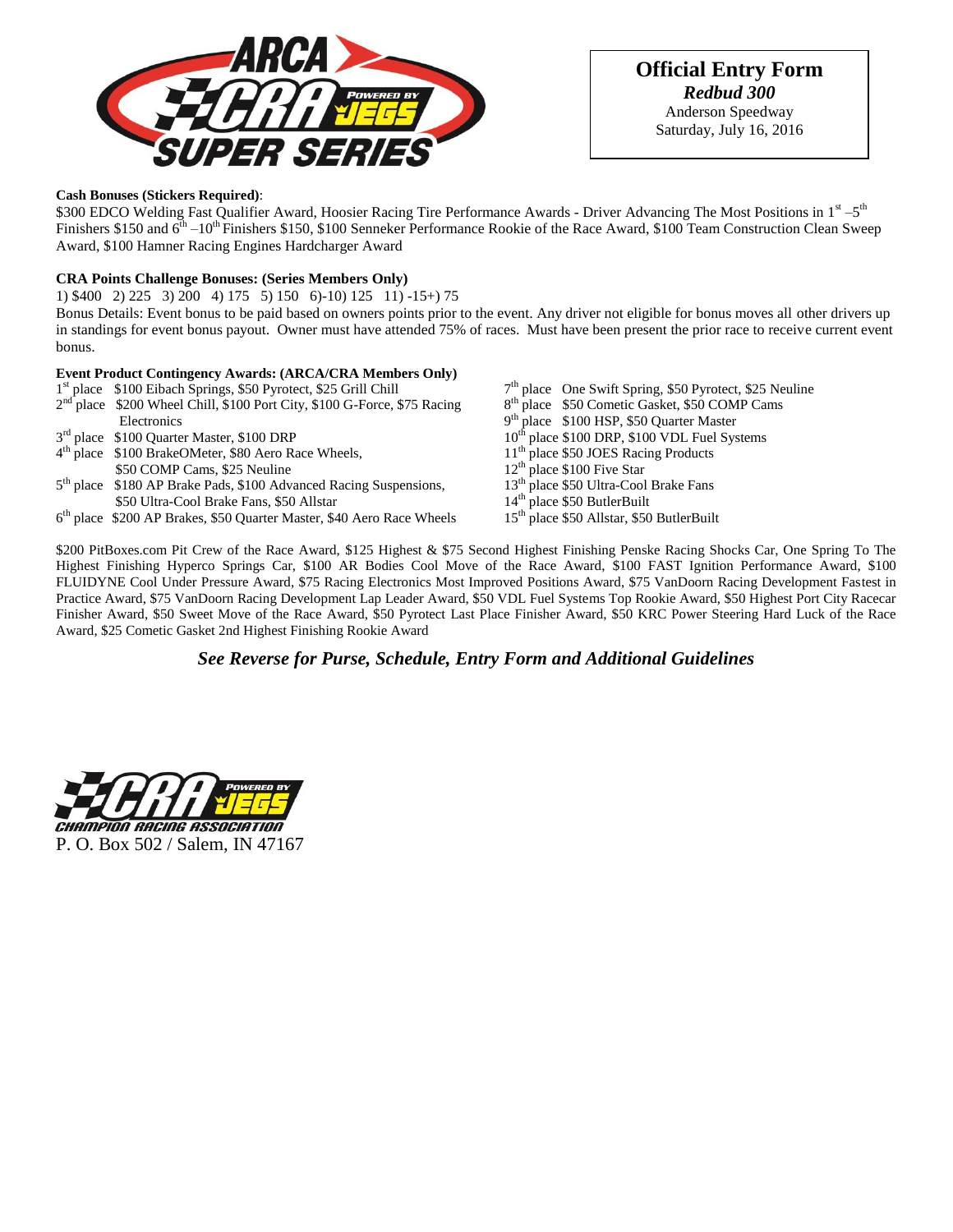**Official Entry Form**
***Redbud 300***
Anderson Speedway
Saturday, July 16, 2016

**Cash Bonuses (Stickers Required)**:
$300 EDCO Welding Fast Qualifier Award, Hoosier Racing Tire Performance Awards - Driver Advancing The Most Positions in 1st –5th Finishers $150 and 6th –10th Finishers $150, $100 Senneker Performance Rookie of the Race Award, $100 Team Construction Clean Sweep Award, $100 Hamner Racing Engines Hardcharger Award

**CRA Points Challenge Bonuses: (Series Members Only)**
1) $400 2) 225 3) 200 4) 175 5) 150 6)-10) 125 11) -15+) 75
Bonus Details: Event bonus to be paid based on owners points prior to the event. Any driver not eligible for bonus moves all other drivers up in standings for event bonus payout. Owner must have attended 75% of races. Must have been present the prior race to receive current event bonus.

**Event Product Contingency Awards: (ARCA/CRA Members Only)**
1st place $100 Eibach Springs, $50 Pyrotect, $25 Grill Chill
2nd place $200 Wheel Chill, $100 Port City, $100 G-Force, $75 Racing Electronics
3rd place $100 Quarter Master, $100 DRP
4th place $100 BrakeOMeter, $80 Aero Race Wheels, $50 COMP Cams, $25 Neuline
5th place $180 AP Brake Pads, $100 Advanced Racing Suspensions, $50 Ultra-Cool Brake Fans, $50 Allstar
6th place $200 AP Brakes, $50 Quarter Master, $40 Aero Race Wheels
7th place One Swift Spring, $50 Pyrotect, $25 Neuline
8th place $50 Cometic Gasket, $50 COMP Cams
9th place $100 HSP, $50 Quarter Master
10th place $100 DRP, $100 VDL Fuel Systems
11th place $50 JOES Racing Products
12th place $100 Five Star
13th place $50 Ultra-Cool Brake Fans
14th place $50 ButlerBuilt
15th place $50 Allstar, $50 ButlerBuilt

$200 PitBoxes.com Pit Crew of the Race Award, $125 Highest & $75 Second Highest Finishing Penske Racing Shocks Car, One Spring To The Highest Finishing Hyperco Springs Car, $100 AR Bodies Cool Move of the Race Award, $100 FAST Ignition Performance Award, $100 FLUIDYNE Cool Under Pressure Award, $75 Racing Electronics Most Improved Positions Award, $75 VanDoorn Racing Development Fastest in Practice Award, $75 VanDoorn Racing Development Lap Leader Award, $50 VDL Fuel Systems Top Rookie Award, $50 Highest Port City Racecar Finisher Award, $50 Sweet Move of the Race Award, $50 Pyrotect Last Place Finisher Award, $50 KRC Power Steering Hard Luck of the Race Award, $25 Cometic Gasket 2nd Highest Finishing Rookie Award

***See Reverse for Purse, Schedule, Entry Form and Additional Guidelines***

CHAMPION RACING ASSOCIATION
P. O. Box 502 / Salem, IN 47167